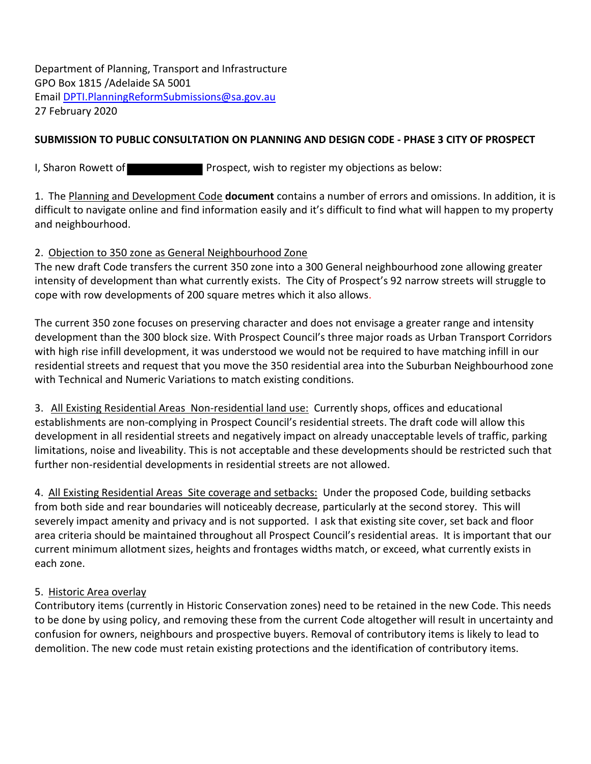Department of Planning, Transport and Infrastructure
GPO Box 1815 /Adelaide SA 5001
Email DPTI.PlanningReformSubmissions@sa.gov.au
27 February 2020

**SUBMISSION TO PUBLIC CONSULTATION ON PLANNING AND DESIGN CODE - PHASE 3 CITY OF PROSPECT**

I, Sharon Rowett of ██████████ Prospect, wish to register my objections as below:

1. The Planning and Development Code **document** contains a number of errors and omissions. In addition, it is difficult to navigate online and find information easily and it's difficult to find what will happen to my property and neighbourhood.

2. Objection to 350 zone as General Neighbourhood Zone
The new draft Code transfers the current 350 zone into a 300 General neighbourhood zone allowing greater intensity of development than what currently exists. The City of Prospect's 92 narrow streets will struggle to cope with row developments of 200 square metres which it also allows.

The current 350 zone focuses on preserving character and does not envisage a greater range and intensity development than the 300 block size. With Prospect Council's three major roads as Urban Transport Corridors with high rise infill development, it was understood we would not be required to have matching infill in our residential streets and request that you move the 350 residential area into the Suburban Neighbourhood zone with Technical and Numeric Variations to match existing conditions.

3. All Existing Residential Areas Non-residential land use: Currently shops, offices and educational establishments are non-complying in Prospect Council's residential streets. The draft code will allow this development in all residential streets and negatively impact on already unacceptable levels of traffic, parking limitations, noise and liveability. This is not acceptable and these developments should be restricted such that further non-residential developments in residential streets are not allowed.

4. All Existing Residential Areas Site coverage and setbacks: Under the proposed Code, building setbacks from both side and rear boundaries will noticeably decrease, particularly at the second storey. This will severely impact amenity and privacy and is not supported. I ask that existing site cover, set back and floor area criteria should be maintained throughout all Prospect Council's residential areas. It is important that our current minimum allotment sizes, heights and frontages widths match, or exceed, what currently exists in each zone.

5. Historic Area overlay
Contributory items (currently in Historic Conservation zones) need to be retained in the new Code. This needs to be done by using policy, and removing these from the current Code altogether will result in uncertainty and confusion for owners, neighbours and prospective buyers. Removal of contributory items is likely to lead to demolition. The new code must retain existing protections and the identification of contributory items.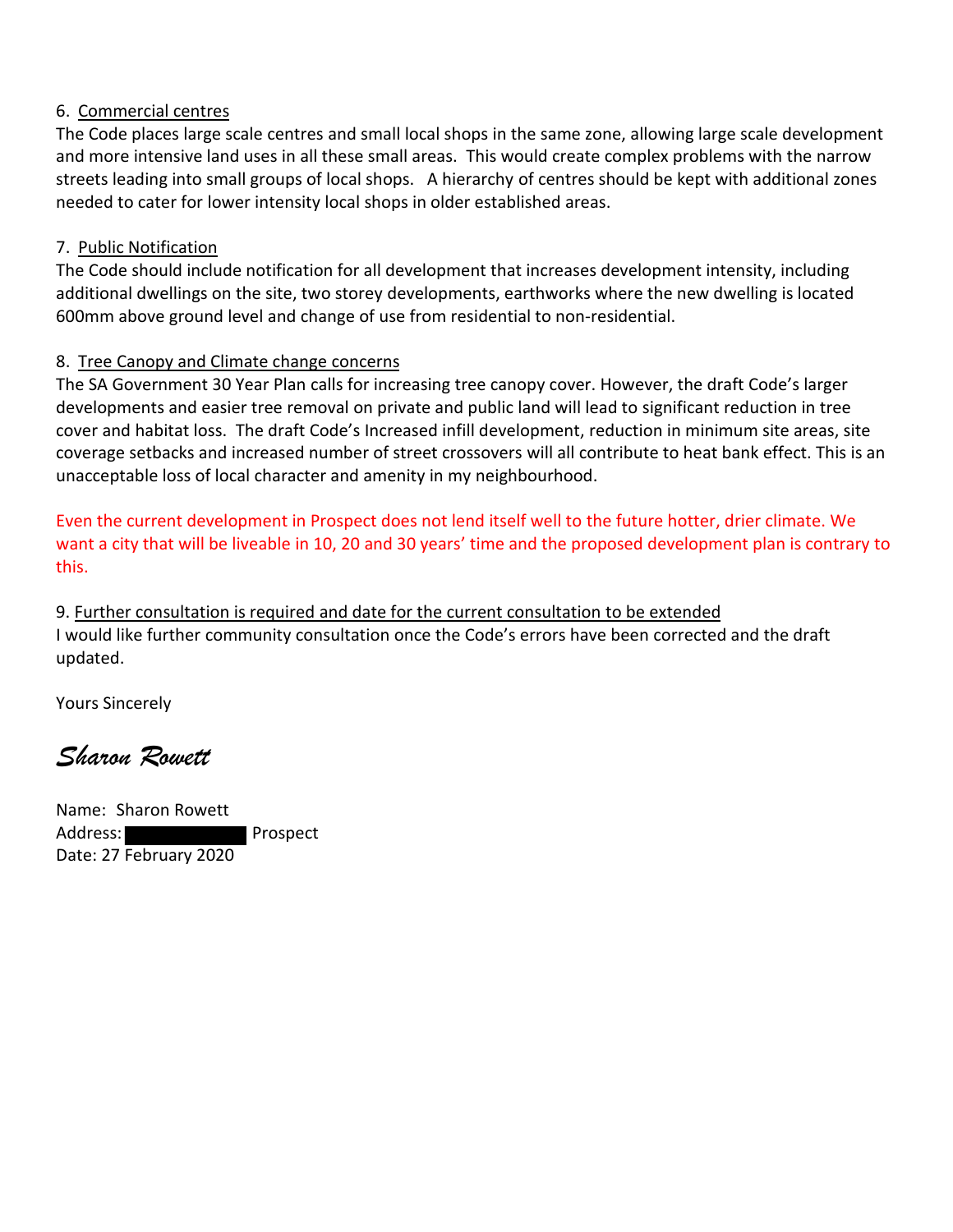6. Commercial centres

The Code places large scale centres and small local shops in the same zone, allowing large scale development and more intensive land uses in all these small areas. This would create complex problems with the narrow streets leading into small groups of local shops. A hierarchy of centres should be kept with additional zones needed to cater for lower intensity local shops in older established areas.

7. Public Notification

The Code should include notification for all development that increases development intensity, including additional dwellings on the site, two storey developments, earthworks where the new dwelling is located 600mm above ground level and change of use from residential to non-residential.

8. Tree Canopy and Climate change concerns

The SA Government 30 Year Plan calls for increasing tree canopy cover. However, the draft Code's larger developments and easier tree removal on private and public land will lead to significant reduction in tree cover and habitat loss. The draft Code's Increased infill development, reduction in minimum site areas, site coverage setbacks and increased number of street crossovers will all contribute to heat bank effect. This is an unacceptable loss of local character and amenity in my neighbourhood.

Even the current development in Prospect does not lend itself well to the future hotter, drier climate. We want a city that will be liveable in 10, 20 and 30 years' time and the proposed development plan is contrary to this.

9. Further consultation is required and date for the current consultation to be extended

I would like further community consultation once the Code's errors have been corrected and the draft updated.

Yours Sincerely

*Sharon Rowett*

Name: Sharon Rowett
Address: ███████ Prospect
Date: 27 February 2020